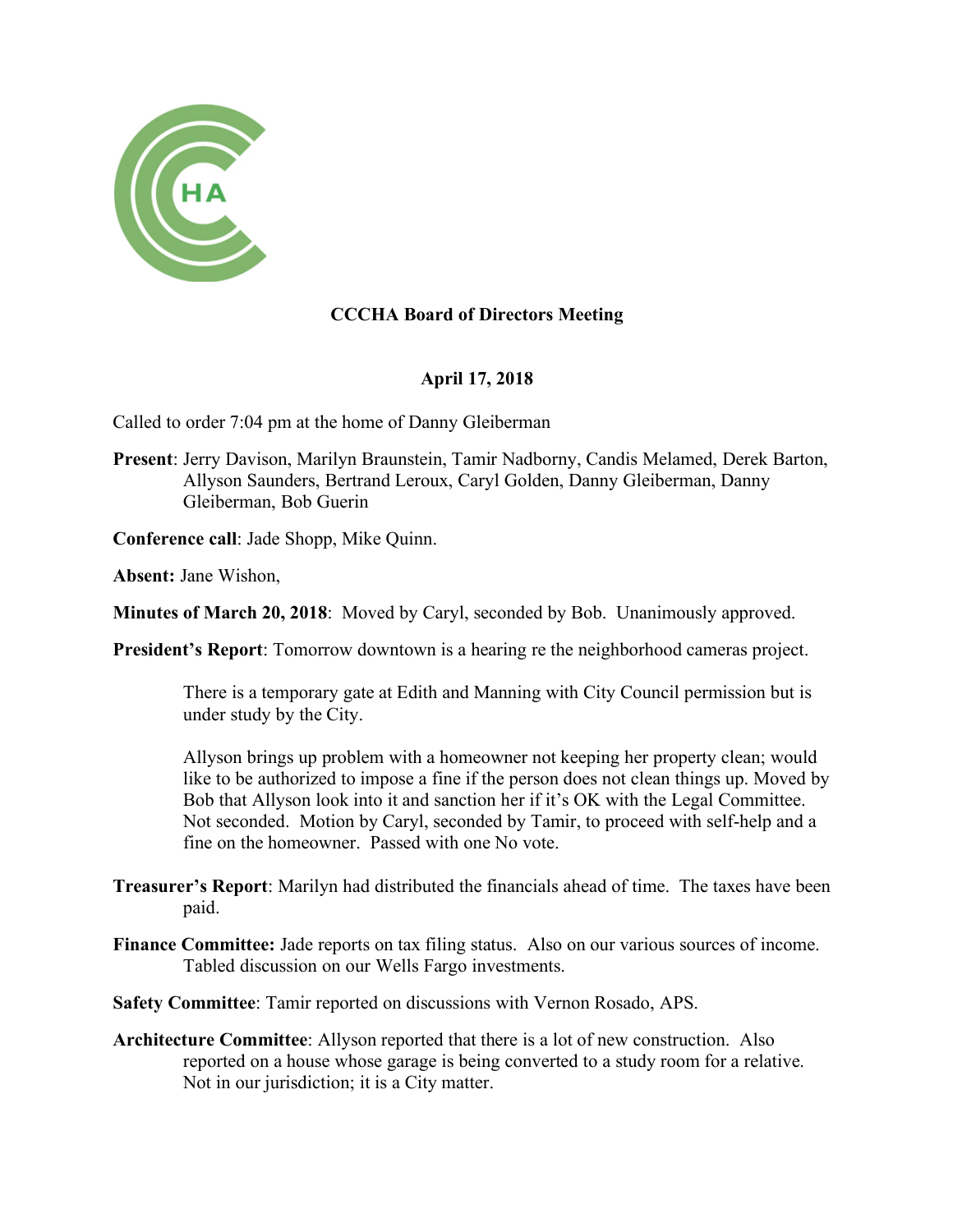## CCCHA Board of Directors Meeting

**April 17, 2018**

Called to order 7:04 pm at the home of Danny Gleiberman

**Present**: Jerry Davison, Marilyn Braunstein, Tamir Nadborny, Candis Melamed, Derek Barton, Allyson Saunders, Bertrand Leroux, Caryl Golden, Danny Gleiberman, Danny Gleiberman, Bob Guerin

**Conference call**: Jade Shopp, Mike Quinn.

**Absent:** Jane Wishon,

**Minutes of March 20, 2018**: Moved by Caryl, seconded by Bob. Unanimously approved.

**President's Report**: Tomorrow downtown is a hearing re the neighborhood cameras project.

There is a temporary gate at Edith and Manning with City Council permission but is under study by the City.

Allyson brings up problem with a homeowner not keeping her property clean; would like to be authorized to impose a fine if the person does not clean things up. Moved by Bob that Allyson look into it and sanction her if it's OK with the Legal Committee. Not seconded. Motion by Caryl, seconded by Tamir, to proceed with self-help and a fine on the homeowner. Passed with one No vote.

**Treasurer's Report**: Marilyn had distributed the financials ahead of time. The taxes have been paid.

**Finance Committee:** Jade reports on tax filing status. Also on our various sources of income. Tabled discussion on our Wells Fargo investments.

**Safety Committee**: Tamir reported on discussions with Vernon Rosado, APS.

**Architecture Committee**: Allyson reported that there is a lot of new construction. Also reported on a house whose garage is being converted to a study room for a relative. Not in our jurisdiction; it is a City matter.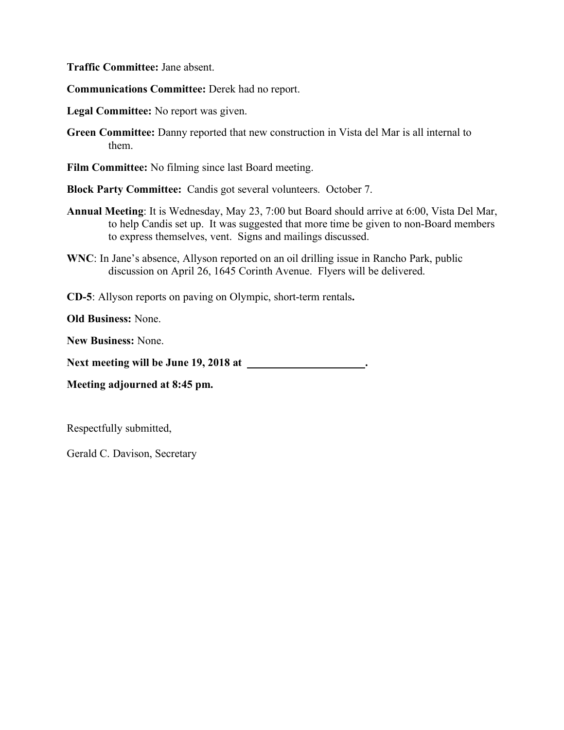**Traffic Committee:** Jane absent.

**Communications Committee:** Derek had no report.

**Legal Committee:** No report was given.

**Green Committee:** Danny reported that new construction in Vista del Mar is all internal to them.

**Film Committee:** No filming since last Board meeting.

**Block Party Committee:** Candis got several volunteers. October 7.

**Annual Meeting**: It is Wednesday, May 23, 7:00 but Board should arrive at 6:00, Vista Del Mar, to help Candis set up. It was suggested that more time be given to non-Board members to express themselves, vent. Signs and mailings discussed.

**WNC**: In Jane's absence, Allyson reported on an oil drilling issue in Rancho Park, public discussion on April 26, 1645 Corinth Avenue. Flyers will be delivered.

**CD-5**: Allyson reports on paving on Olympic, short-term rentals**.**

**Old Business:** None.

**New Business:** None.

**Next meeting will be June 19, 2018 at ______________________.**

**Meeting adjourned at 8:45 pm.**

Respectfully submitted,

Gerald C. Davison, Secretary